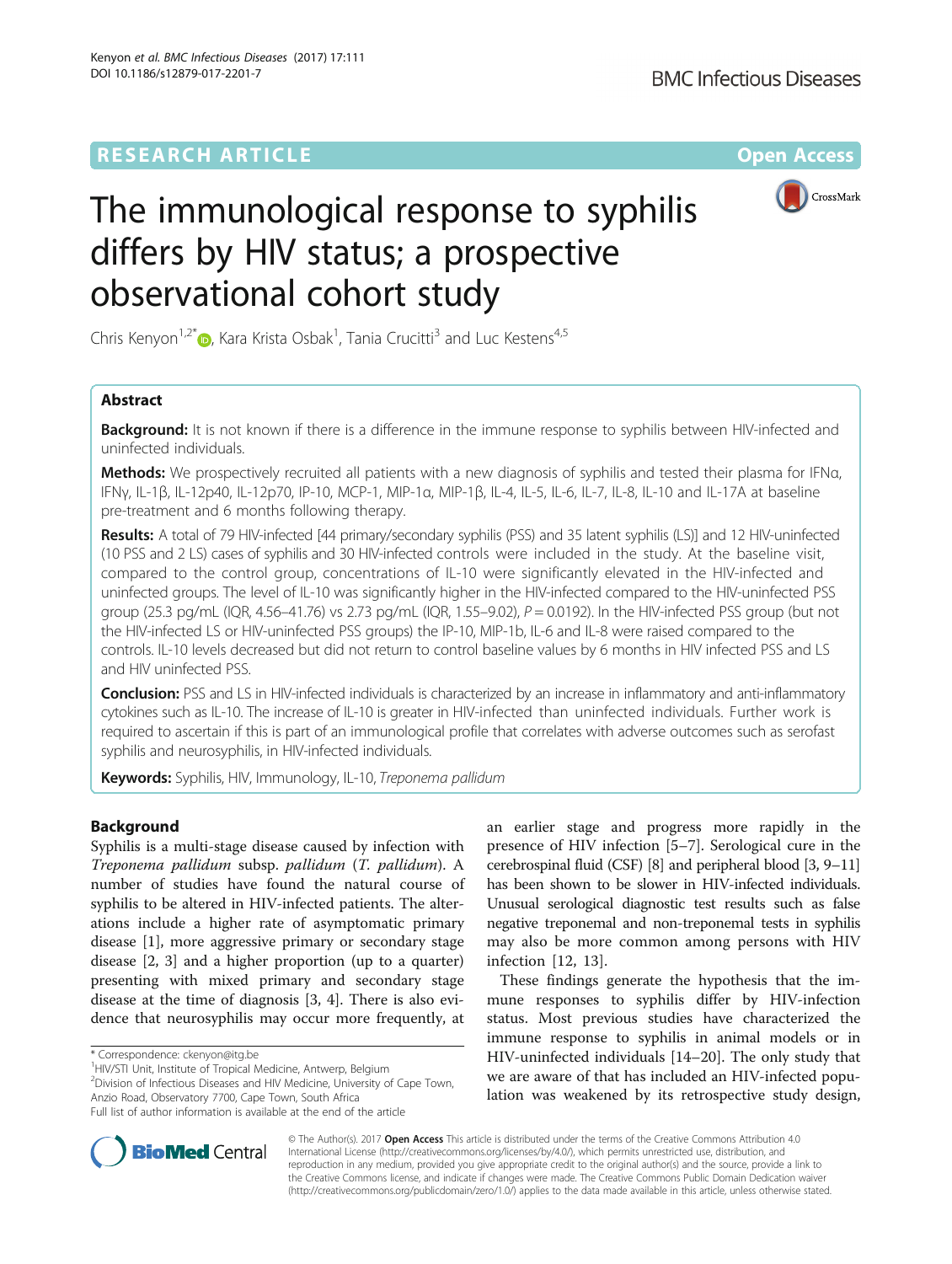RESEARCH ARTICLE

Open Access

# The immunological response to syphilis differs by HIV status; a prospective observational cohort study

Chris Kenyon[1,2*], Kara Krista Osbak[1], Tania Crucitti[3] and Luc Kestens[4,5]

## Abstract

**Background:** It is not known if there is a difference in the immune response to syphilis between HIV-infected and uninfected individuals.

**Methods:** We prospectively recruited all patients with a new diagnosis of syphilis and tested their plasma for IFNα, IFNγ, IL-1β, IL-12p40, IL-12p70, IP-10, MCP-1, MIP-1α, MIP-1β, IL-4, IL-5, IL-6, IL-7, IL-8, IL-10 and IL-17A at baseline pre-treatment and 6 months following therapy.

**Results:** A total of 79 HIV-infected [44 primary/secondary syphilis (PSS) and 35 latent syphilis (LS)] and 12 HIV-uninfected (10 PSS and 2 LS) cases of syphilis and 30 HIV-infected controls were included in the study. At the baseline visit, compared to the control group, concentrations of IL-10 were significantly elevated in the HIV-infected and uninfected groups. The level of IL-10 was significantly higher in the HIV-infected compared to the HIV-uninfected PSS group (25.3 pg/mL (IQR, 4.56–41.76) vs 2.73 pg/mL (IQR, 1.55–9.02), $P = 0.0192$). In the HIV-infected PSS group (but not the HIV-infected LS or HIV-uninfected PSS groups) the IP-10, MIP-1b, IL-6 and IL-8 were raised compared to the controls. IL-10 levels decreased but did not return to control baseline values by 6 months in HIV infected PSS and LS and HIV uninfected PSS.

**Conclusion:** PSS and LS in HIV-infected individuals is characterized by an increase in inflammatory and anti-inflammatory cytokines such as IL-10. The increase of IL-10 is greater in HIV-infected than uninfected individuals. Further work is required to ascertain if this is part of an immunological profile that correlates with adverse outcomes such as serofast syphilis and neurosyphilis, in HIV-infected individuals.

**Keywords:** Syphilis, HIV, Immunology, IL-10, *Treponema pallidum*

## Background

Syphilis is a multi-stage disease caused by infection with *Treponema pallidum* subsp. *pallidum* (*T. pallidum*). A number of studies have found the natural course of syphilis to be altered in HIV-infected patients. The alterations include a higher rate of asymptomatic primary disease [1], more aggressive primary or secondary stage disease [2, 3] and a higher proportion (up to a quarter) presenting with mixed primary and secondary stage disease at the time of diagnosis [3, 4]. There is also evidence that neurosyphilis may occur more frequently, at an earlier stage and progress more rapidly in the presence of HIV infection [5–7]. Serological cure in the cerebrospinal fluid (CSF) [8] and peripheral blood [3, 9–11] has been shown to be slower in HIV-infected individuals. Unusual serological diagnostic test results such as false negative treponemal and non-treponemal tests in syphilis may also be more common among persons with HIV infection [12, 13].

These findings generate the hypothesis that the immune responses to syphilis differ by HIV-infection status. Most previous studies have characterized the immune response to syphilis in animal models or in HIV-uninfected individuals [14–20]. The only study that we are aware of that has included an HIV-infected population was weakened by its retrospective study design,

\* Correspondence: ckenyon@itg.be
[1]HIV/STI Unit, Institute of Tropical Medicine, Antwerp, Belgium
[2]Division of Infectious Diseases and HIV Medicine, University of Cape Town, Anzio Road, Observatory 7700, Cape Town, South Africa
Full list of author information is available at the end of the article

© The Author(s). 2017 **Open Access** This article is distributed under the terms of the Creative Commons Attribution 4.0 International License (http://creativecommons.org/licenses/by/4.0/), which permits unrestricted use, distribution, and reproduction in any medium, provided you give appropriate credit to the original author(s) and the source, provide a link to the Creative Commons license, and indicate if changes were made. The Creative Commons Public Domain Dedication waiver (http://creativecommons.org/publicdomain/zero/1.0/) applies to the data made available in this article, unless otherwise stated.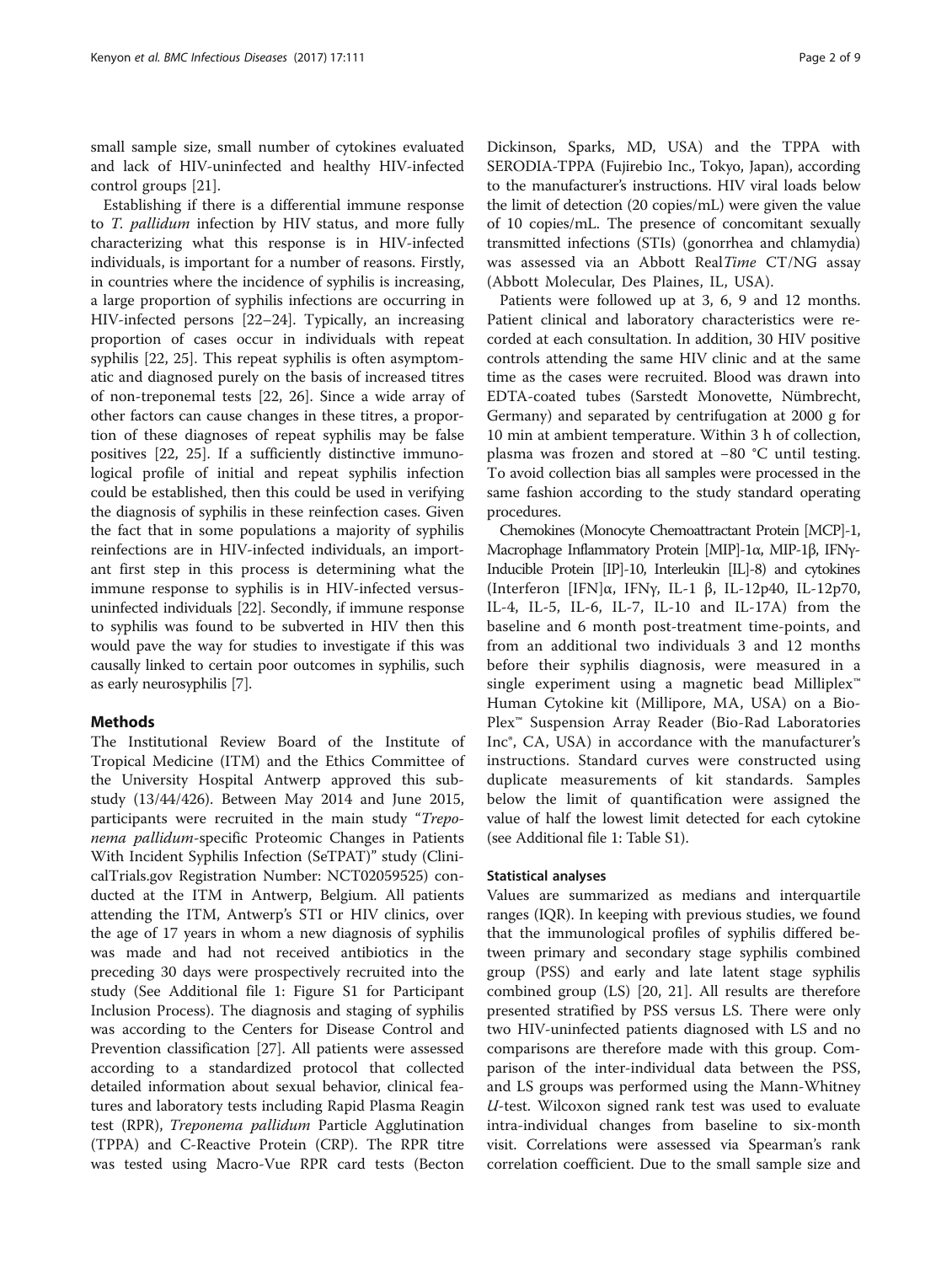small sample size, small number of cytokines evaluated and lack of HIV-uninfected and healthy HIV-infected control groups [21].

Establishing if there is a differential immune response to *T. pallidum* infection by HIV status, and more fully characterizing what this response is in HIV-infected individuals, is important for a number of reasons. Firstly, in countries where the incidence of syphilis is increasing, a large proportion of syphilis infections are occurring in HIV-infected persons [22–24]. Typically, an increasing proportion of cases occur in individuals with repeat syphilis [22, 25]. This repeat syphilis is often asymptomatic and diagnosed purely on the basis of increased titres of non-treponemal tests [22, 26]. Since a wide array of other factors can cause changes in these titres, a proportion of these diagnoses of repeat syphilis may be false positives [22, 25]. If a sufficiently distinctive immunological profile of initial and repeat syphilis infection could be established, then this could be used in verifying the diagnosis of syphilis in these reinfection cases. Given the fact that in some populations a majority of syphilis reinfections are in HIV-infected individuals, an important first step in this process is determining what the immune response to syphilis is in HIV-infected versus-uninfected individuals [22]. Secondly, if immune response to syphilis was found to be subverted in HIV then this would pave the way for studies to investigate if this was causally linked to certain poor outcomes in syphilis, such as early neurosyphilis [7].

## Methods

The Institutional Review Board of the Institute of Tropical Medicine (ITM) and the Ethics Committee of the University Hospital Antwerp approved this substudy (13/44/426). Between May 2014 and June 2015, participants were recruited in the main study "*Treponema pallidum*-specific Proteomic Changes in Patients With Incident Syphilis Infection (SeTPAT)" study (ClinicalTrials.gov Registration Number: NCT02059525) conducted at the ITM in Antwerp, Belgium. All patients attending the ITM, Antwerp's STI or HIV clinics, over the age of 17 years in whom a new diagnosis of syphilis was made and had not received antibiotics in the preceding 30 days were prospectively recruited into the study (See Additional file 1: Figure S1 for Participant Inclusion Process). The diagnosis and staging of syphilis was according to the Centers for Disease Control and Prevention classification [27]. All patients were assessed according to a standardized protocol that collected detailed information about sexual behavior, clinical features and laboratory tests including Rapid Plasma Reagin test (RPR), *Treponema pallidum* Particle Agglutination (TPPA) and C-Reactive Protein (CRP). The RPR titre was tested using Macro-Vue RPR card tests (Becton Dickinson, Sparks, MD, USA) and the TPPA with SERODIA-TPPA (Fujirebio Inc., Tokyo, Japan), according to the manufacturer's instructions. HIV viral loads below the limit of detection (20 copies/mL) were given the value of 10 copies/mL. The presence of concomitant sexually transmitted infections (STIs) (gonorrhea and chlamydia) was assessed via an Abbott Real*Time* CT/NG assay (Abbott Molecular, Des Plaines, IL, USA).

Patients were followed up at 3, 6, 9 and 12 months. Patient clinical and laboratory characteristics were recorded at each consultation. In addition, 30 HIV positive controls attending the same HIV clinic and at the same time as the cases were recruited. Blood was drawn into EDTA-coated tubes (Sarstedt Monovette, Nümbrecht, Germany) and separated by centrifugation at 2000 g for 10 min at ambient temperature. Within 3 h of collection, plasma was frozen and stored at −80 °C until testing. To avoid collection bias all samples were processed in the same fashion according to the study standard operating procedures.

Chemokines (Monocyte Chemoattractant Protein [MCP]-1, Macrophage Inflammatory Protein [MIP]-1α, MIP-1β, IFNγ-Inducible Protein [IP]-10, Interleukin [IL]-8) and cytokines (Interferon [IFN]α, IFNγ, IL-1 β, IL-12p40, IL-12p70, IL-4, IL-5, IL-6, IL-7, IL-10 and IL-17A) from the baseline and 6 month post-treatment time-points, and from an additional two individuals 3 and 12 months before their syphilis diagnosis, were measured in a single experiment using a magnetic bead Milliplex™ Human Cytokine kit (Millipore, MA, USA) on a Bio-Plex™ Suspension Array Reader (Bio-Rad Laboratories Inc®, CA, USA) in accordance with the manufacturer's instructions. Standard curves were constructed using duplicate measurements of kit standards. Samples below the limit of quantification were assigned the value of half the lowest limit detected for each cytokine (see Additional file 1: Table S1).

### Statistical analyses

Values are summarized as medians and interquartile ranges (IQR). In keeping with previous studies, we found that the immunological profiles of syphilis differed between primary and secondary stage syphilis combined group (PSS) and early and late latent stage syphilis combined group (LS) [20, 21]. All results are therefore presented stratified by PSS versus LS. There were only two HIV-uninfected patients diagnosed with LS and no comparisons are therefore made with this group. Comparison of the inter-individual data between the PSS, and LS groups was performed using the Mann-Whitney *U*-test. Wilcoxon signed rank test was used to evaluate intra-individual changes from baseline to six-month visit. Correlations were assessed via Spearman's rank correlation coefficient. Due to the small sample size and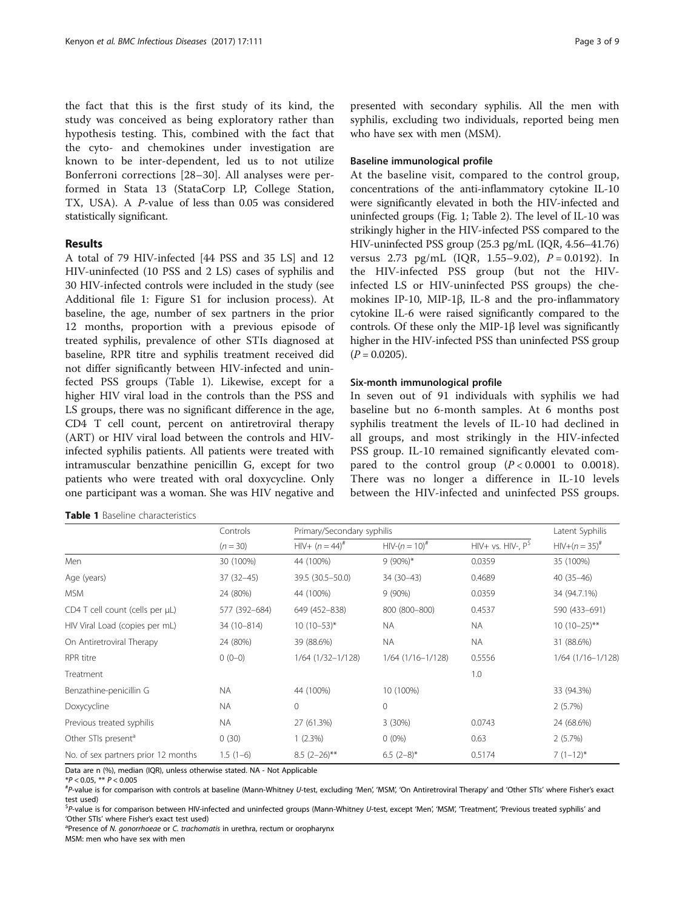the fact that this is the first study of its kind, the study was conceived as being exploratory rather than hypothesis testing. This, combined with the fact that the cyto- and chemokines under investigation are known to be inter-dependent, led us to not utilize Bonferroni corrections [28–30]. All analyses were performed in Stata 13 (StataCorp LP, College Station, TX, USA). A *P*-value of less than 0.05 was considered statistically significant.

## Results

A total of 79 HIV-infected [44 PSS and 35 LS] and 12 HIV-uninfected (10 PSS and 2 LS) cases of syphilis and 30 HIV-infected controls were included in the study (see Additional file 1: Figure S1 for inclusion process). At baseline, the age, number of sex partners in the prior 12 months, proportion with a previous episode of treated syphilis, prevalence of other STIs diagnosed at baseline, RPR titre and syphilis treatment received did not differ significantly between HIV-infected and uninfected PSS groups (Table 1). Likewise, except for a higher HIV viral load in the controls than the PSS and LS groups, there was no significant difference in the age, CD4 T cell count, percent on antiretroviral therapy (ART) or HIV viral load between the controls and HIV-infected syphilis patients. All patients were treated with intramuscular benzathine penicillin G, except for two patients who were treated with oral doxycycline. Only one participant was a woman. She was HIV negative and presented with secondary syphilis. All the men with syphilis, excluding two individuals, reported being men who have sex with men (MSM).

### Baseline immunological profile

At the baseline visit, compared to the control group, concentrations of the anti-inflammatory cytokine IL-10 were significantly elevated in both the HIV-infected and uninfected groups (Fig. 1; Table 2). The level of IL-10 was strikingly higher in the HIV-infected PSS compared to the HIV-uninfected PSS group (25.3 pg/mL (IQR, 4.56–41.76) versus 2.73 pg/mL (IQR, 1.55–9.02), $P = 0.0192$). In the HIV-infected PSS group (but not the HIV-infected LS or HIV-uninfected PSS groups) the chemokines IP-10, MIP-1β, IL-8 and the pro-inflammatory cytokine IL-6 were raised significantly compared to the controls. Of these only the MIP-1β level was significantly higher in the HIV-infected PSS than uninfected PSS group ($P = 0.0205$).

### Six-month immunological profile

In seven out of 91 individuals with syphilis we had baseline but no 6-month samples. At 6 months post syphilis treatment the levels of IL-10 had declined in all groups, and most strikingly in the HIV-infected PSS group. IL-10 remained significantly elevated compared to the control group ($P < 0.0001$ to 0.0018). There was no longer a difference in IL-10 levels between the HIV-infected and uninfected PSS groups.

**Table 1** Baseline characteristics

| | Controls | Primary/Secondary syphilis | | | Latent Syphilis |
|---|---|---|---|---|---|
| | ($n = 30$) | HIV+ ($n = 44$)[#] | HIV-($n = 10$)[#] | HIV+ vs. HIV-, P[$] | HIV+($n = 35$)[#] |
| Men | 30 (100%) | 44 (100%) | 9 (90%)* | 0.0359 | 35 (100%) |
| Age (years) | 37 (32–45) | 39.5 (30.5–50.0) | 34 (30–43) | 0.4689 | 40 (35–46) |
| MSM | 24 (80%) | 44 (100%) | 9 (90%) | 0.0359 | 34 (94.7.1%) |
| CD4 T cell count (cells per μL) | 577 (392–684) | 649 (452–838) | 800 (800–800) | 0.4537 | 590 (433–691) |
| HIV Viral Load (copies per mL) | 34 (10–814) | 10 (10–53)* | NA | NA | 10 (10–25)** |
| On Antiretroviral Therapy | 24 (80%) | 39 (88.6%) | NA | NA | 31 (88.6%) |
| RPR titre | 0 (0–0) | 1/64 (1/32–1/128) | 1/64 (1/16–1/128) | 0.5556 | 1/64 (1/16–1/128) |
| Treatment | | | | 1.0 | |
| Benzathine-penicillin G | NA | 44 (100%) | 10 (100%) | | 33 (94.3%) |
| Doxycycline | NA | 0 | 0 | | 2 (5.7%) |
| Previous treated syphilis | NA | 27 (61.3%) | 3 (30%) | 0.0743 | 24 (68.6%) |
| Other STIs present[a] | 0 (30) | 1 (2.3%) | 0 (0%) | 0.63 | 2 (5.7%) |
| No. of sex partners prior 12 months | 1.5 (1–6) | 8.5 (2–26)** | 6.5 (2–8)* | 0.5174 | 7 (1–12)* |

Data are n (%), median (IQR), unless otherwise stated. NA - Not Applicable

*$P < 0.05$, ** $P < 0.005$

[#]*P*-value is for comparison with controls at baseline (Mann-Whitney *U*-test, excluding 'Men', 'MSM', 'On Antiretroviral Therapy' and 'Other STIs' where Fisher's exact test used)

[$]*P*-value is for comparison between HIV-infected and uninfected groups (Mann-Whitney *U*-test, except 'Men', 'MSM', 'Treatment', 'Previous treated syphilis' and 'Other STIs' where Fisher's exact test used)

[a]Presence of *N. gonorrhoeae* or *C. trachomatis* in urethra, rectum or oropharynx

MSM: men who have sex with men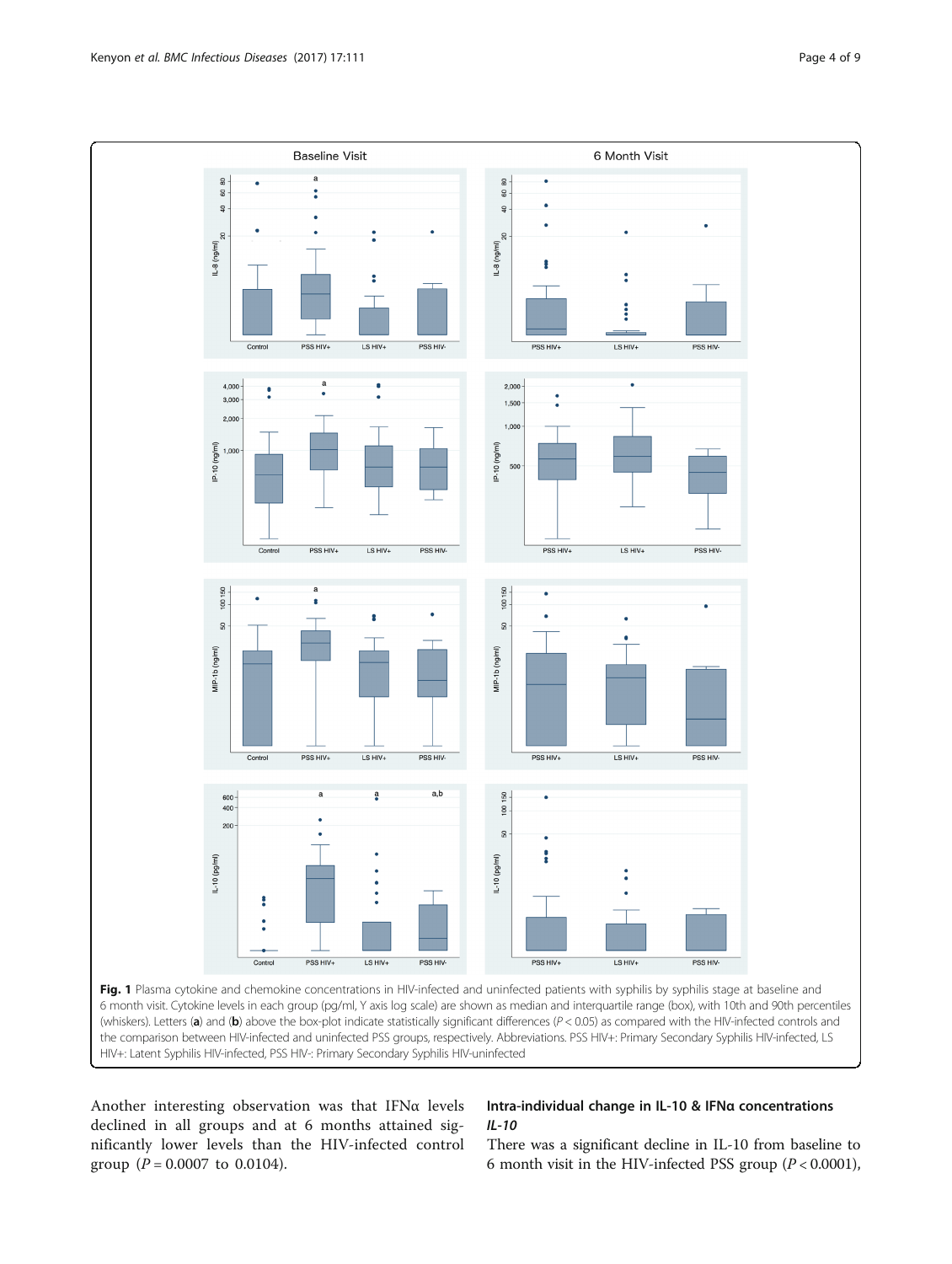**Fig. 1** Plasma cytokine and chemokine concentrations in HIV-infected and uninfected patients with syphilis by syphilis stage at baseline and 6 month visit. Cytokine levels in each group (pg/ml, Y axis log scale) are shown as median and interquartile range (box), with 10th and 90th percentiles (whiskers). Letters (**a**) and (**b**) above the box-plot indicate statistically significant differences ($P < 0.05$) as compared with the HIV-infected controls and the comparison between HIV-infected and uninfected PSS groups, respectively. Abbreviations. PSS HIV+: Primary Secondary Syphilis HIV-infected, LS HIV+: Latent Syphilis HIV-infected, PSS HIV-: Primary Secondary Syphilis HIV-uninfected

Another interesting observation was that IFNα levels declined in all groups and at 6 months attained significantly lower levels than the HIV-infected control group ($P = 0.0007$ to $0.0104$).

### Intra-individual change in IL-10 & IFNα concentrations

#### *IL-10*

There was a significant decline in IL-10 from baseline to 6 month visit in the HIV-infected PSS group ($P < 0.0001$),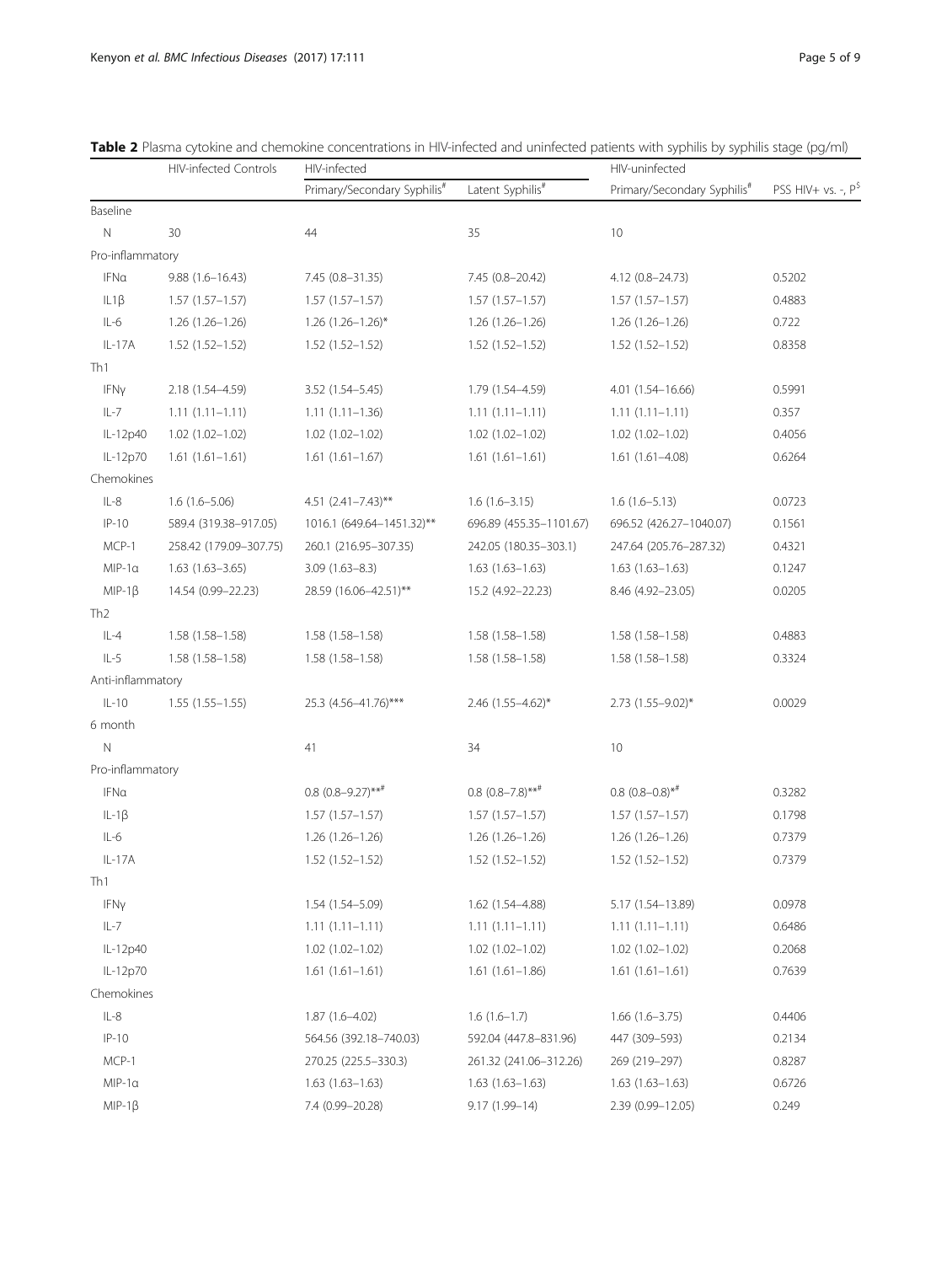**Table 2** Plasma cytokine and chemokine concentrations in HIV-infected and uninfected patients with syphilis by syphilis stage (pg/ml)

| | HIV-infected Controls | HIV-infected | | HIV-uninfected | |
|---|---|---|---|---|---|
| | | Primary/Secondary Syphilis[#] | Latent Syphilis[#] | Primary/Secondary Syphilis[#] | PSS HIV+ vs. -, P[$] |
| Baseline | | | | | |
| N | 30 | 44 | 35 | 10 | |
| Pro-inflammatory | | | | | |
| IFNα | 9.88 (1.6–16.43) | 7.45 (0.8–31.35) | 7.45 (0.8–20.42) | 4.12 (0.8–24.73) | 0.5202 |
| IL1β | 1.57 (1.57–1.57) | 1.57 (1.57–1.57) | 1.57 (1.57–1.57) | 1.57 (1.57–1.57) | 0.4883 |
| IL-6 | 1.26 (1.26–1.26) | 1.26 (1.26–1.26)* | 1.26 (1.26–1.26) | 1.26 (1.26–1.26) | 0.722 |
| IL-17A | 1.52 (1.52–1.52) | 1.52 (1.52–1.52) | 1.52 (1.52–1.52) | 1.52 (1.52–1.52) | 0.8358 |
| Th1 | | | | | |
| IFNγ | 2.18 (1.54–4.59) | 3.52 (1.54–5.45) | 1.79 (1.54–4.59) | 4.01 (1.54–16.66) | 0.5991 |
| IL-7 | 1.11 (1.11–1.11) | 1.11 (1.11–1.36) | 1.11 (1.11–1.11) | 1.11 (1.11–1.11) | 0.357 |
| IL-12p40 | 1.02 (1.02–1.02) | 1.02 (1.02–1.02) | 1.02 (1.02–1.02) | 1.02 (1.02–1.02) | 0.4056 |
| IL-12p70 | 1.61 (1.61–1.61) | 1.61 (1.61–1.67) | 1.61 (1.61–1.61) | 1.61 (1.61–4.08) | 0.6264 |
| Chemokines | | | | | |
| IL-8 | 1.6 (1.6–5.06) | 4.51 (2.41–7.43)** | 1.6 (1.6–3.15) | 1.6 (1.6–5.13) | 0.0723 |
| IP-10 | 589.4 (319.38–917.05) | 1016.1 (649.64–1451.32)** | 696.89 (455.35–1101.67) | 696.52 (426.27–1040.07) | 0.1561 |
| MCP-1 | 258.42 (179.09–307.75) | 260.1 (216.95–307.35) | 242.05 (180.35–303.1) | 247.64 (205.76–287.32) | 0.4321 |
| MIP-1α | 1.63 (1.63–3.65) | 3.09 (1.63–8.3) | 1.63 (1.63–1.63) | 1.63 (1.63–1.63) | 0.1247 |
| MIP-1β | 14.54 (0.99–22.23) | 28.59 (16.06–42.51)** | 15.2 (4.92–22.23) | 8.46 (4.92–23.05) | 0.0205 |
| Th2 | | | | | |
| IL-4 | 1.58 (1.58–1.58) | 1.58 (1.58–1.58) | 1.58 (1.58–1.58) | 1.58 (1.58–1.58) | 0.4883 |
| IL-5 | 1.58 (1.58–1.58) | 1.58 (1.58–1.58) | 1.58 (1.58–1.58) | 1.58 (1.58–1.58) | 0.3324 |
| Anti-inflammatory | | | | | |
| IL-10 | 1.55 (1.55–1.55) | 25.3 (4.56–41.76)*** | 2.46 (1.55–4.62)* | 2.73 (1.55–9.02)* | 0.0029 |
| 6 month | | | | | |
| N | | 41 | 34 | 10 | |
| Pro-inflammatory | | | | | |
| IFNα | | 0.8 (0.8–9.27)**[#] | 0.8 (0.8–7.8)**[#] | 0.8 (0.8–0.8)*[#] | 0.3282 |
| IL-1β | | 1.57 (1.57–1.57) | 1.57 (1.57–1.57) | 1.57 (1.57–1.57) | 0.1798 |
| IL-6 | | 1.26 (1.26–1.26) | 1.26 (1.26–1.26) | 1.26 (1.26–1.26) | 0.7379 |
| IL-17A | | 1.52 (1.52–1.52) | 1.52 (1.52–1.52) | 1.52 (1.52–1.52) | 0.7379 |
| Th1 | | | | | |
| IFNγ | | 1.54 (1.54–5.09) | 1.62 (1.54–4.88) | 5.17 (1.54–13.89) | 0.0978 |
| IL-7 | | 1.11 (1.11–1.11) | 1.11 (1.11–1.11) | 1.11 (1.11–1.11) | 0.6486 |
| IL-12p40 | | 1.02 (1.02–1.02) | 1.02 (1.02–1.02) | 1.02 (1.02–1.02) | 0.2068 |
| IL-12p70 | | 1.61 (1.61–1.61) | 1.61 (1.61–1.86) | 1.61 (1.61–1.61) | 0.7639 |
| Chemokines | | | | | |
| IL-8 | | 1.87 (1.6–4.02) | 1.6 (1.6–1.7) | 1.66 (1.6–3.75) | 0.4406 |
| IP-10 | | 564.56 (392.18–740.03) | 592.04 (447.8–831.96) | 447 (309–593) | 0.2134 |
| MCP-1 | | 270.25 (225.5–330.3) | 261.32 (241.06–312.26) | 269 (219–297) | 0.8287 |
| MIP-1α | | 1.63 (1.63–1.63) | 1.63 (1.63–1.63) | 1.63 (1.63–1.63) | 0.6726 |
| MIP-1β | | 7.4 (0.99–20.28) | 9.17 (1.99–14) | 2.39 (0.99–12.05) | 0.249 |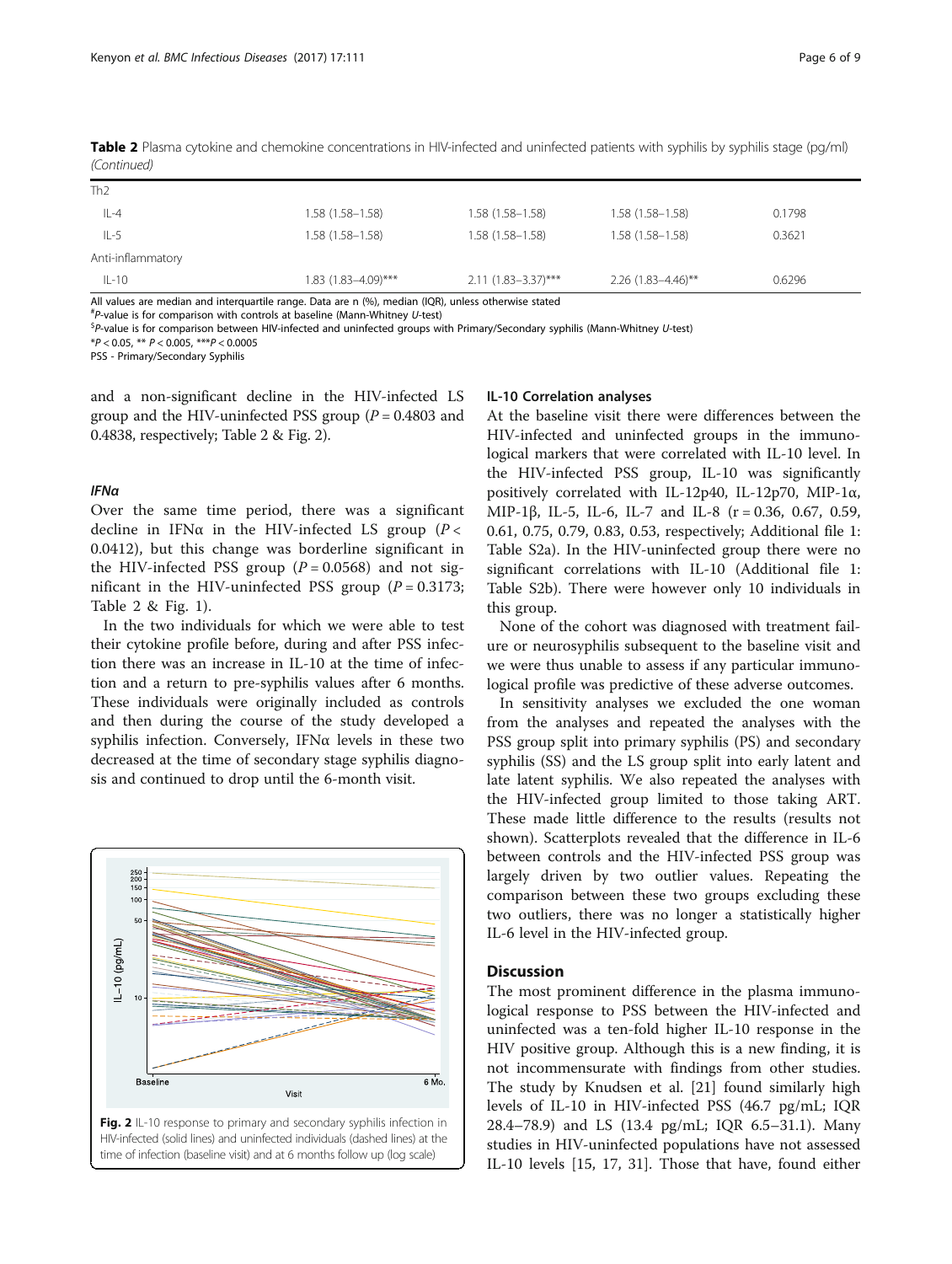**Table 2** Plasma cytokine and chemokine concentrations in HIV-infected and uninfected patients with syphilis by syphilis stage (pg/ml) *(Continued)*

| | | | | |
|---|---|---|---|---|
| Th2 | | | | |
| IL-4 | 1.58 (1.58–1.58) | 1.58 (1.58–1.58) | 1.58 (1.58–1.58) | 0.1798 |
| IL-5 | 1.58 (1.58–1.58) | 1.58 (1.58–1.58) | 1.58 (1.58–1.58) | 0.3621 |
| Anti-inflammatory | | | | |
| IL-10 | 1.83 (1.83–4.09)*** | 2.11 (1.83–3.37)*** | 2.26 (1.83–4.46)** | 0.6296 |

All values are median and interquartile range. Data are n (%), median (IQR), unless otherwise stated
#P-value is for comparison with controls at baseline (Mann-Whitney *U*-test)
$P-value is for comparison between HIV-infected and uninfected groups with Primary/Secondary syphilis (Mann-Whitney *U*-test)
*$P < 0.05$, ** $P < 0.005$, ***$P < 0.0005$
PSS - Primary/Secondary Syphilis

and a non-significant decline in the HIV-infected LS group and the HIV-uninfected PSS group ($P = 0.4803$ and 0.4838, respectively; Table 2 & Fig. 2).

### *IFNα*

Over the same time period, there was a significant decline in IFNα in the HIV-infected LS group ($P < 0.0412$), but this change was borderline significant in the HIV-infected PSS group ($P = 0.0568$) and not significant in the HIV-uninfected PSS group ($P = 0.3173$; Table 2 & Fig. 1).

In the two individuals for which we were able to test their cytokine profile before, during and after PSS infection there was an increase in IL-10 at the time of infection and a return to pre-syphilis values after 6 months. These individuals were originally included as controls and then during the course of the study developed a syphilis infection. Conversely, IFNα levels in these two decreased at the time of secondary stage syphilis diagnosis and continued to drop until the 6-month visit.

**Fig. 2** IL-10 response to primary and secondary syphilis infection in HIV-infected (solid lines) and uninfected individuals (dashed lines) at the time of infection (baseline visit) and at 6 months follow up (log scale)

### IL-10 Correlation analyses

At the baseline visit there were differences between the HIV-infected and uninfected groups in the immunological markers that were correlated with IL-10 level. In the HIV-infected PSS group, IL-10 was significantly positively correlated with IL-12p40, IL-12p70, MIP-1α, MIP-1β, IL-5, IL-6, IL-7 and IL-8 (r = 0.36, 0.67, 0.59, 0.61, 0.75, 0.79, 0.83, 0.53, respectively; Additional file 1: Table S2a). In the HIV-uninfected group there were no significant correlations with IL-10 (Additional file 1: Table S2b). There were however only 10 individuals in this group.

None of the cohort was diagnosed with treatment failure or neurosyphilis subsequent to the baseline visit and we were thus unable to assess if any particular immunological profile was predictive of these adverse outcomes.

In sensitivity analyses we excluded the one woman from the analyses and repeated the analyses with the PSS group split into primary syphilis (PS) and secondary syphilis (SS) and the LS group split into early latent and late latent syphilis. We also repeated the analyses with the HIV-infected group limited to those taking ART. These made little difference to the results (results not shown). Scatterplots revealed that the difference in IL-6 between controls and the HIV-infected PSS group was largely driven by two outlier values. Repeating the comparison between these two groups excluding these two outliers, there was no longer a statistically higher IL-6 level in the HIV-infected group.

## Discussion

The most prominent difference in the plasma immunological response to PSS between the HIV-infected and uninfected was a ten-fold higher IL-10 response in the HIV positive group. Although this is a new finding, it is not incommensurate with findings from other studies. The study by Knudsen et al. [21] found similarly high levels of IL-10 in HIV-infected PSS (46.7 pg/mL; IQR 28.4–78.9) and LS (13.4 pg/mL; IQR 6.5–31.1). Many studies in HIV-uninfected populations have not assessed IL-10 levels [15, 17, 31]. Those that have, found either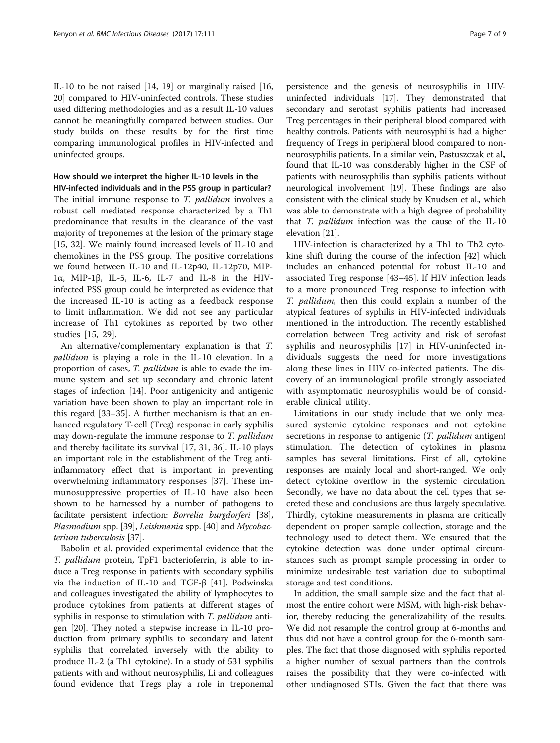IL-10 to be not raised [14, 19] or marginally raised [16, 20] compared to HIV-uninfected controls. These studies used differing methodologies and as a result IL-10 values cannot be meaningfully compared between studies. Our study builds on these results by for the first time comparing immunological profiles in HIV-infected and uninfected groups.

### How should we interpret the higher IL-10 levels in the HIV-infected individuals and in the PSS group in particular?

The initial immune response to *T. pallidum* involves a robust cell mediated response characterized by a Th1 predominance that results in the clearance of the vast majority of treponemes at the lesion of the primary stage [15, 32]. We mainly found increased levels of IL-10 and chemokines in the PSS group. The positive correlations we found between IL-10 and IL-12p40, IL-12p70, MIP-1α, MIP-1β, IL-5, IL-6, IL-7 and IL-8 in the HIV-infected PSS group could be interpreted as evidence that the increased IL-10 is acting as a feedback response to limit inflammation. We did not see any particular increase of Th1 cytokines as reported by two other studies [15, 29].

An alternative/complementary explanation is that *T. pallidum* is playing a role in the IL-10 elevation. In a proportion of cases, *T. pallidum* is able to evade the immune system and set up secondary and chronic latent stages of infection [14]. Poor antigenicity and antigenic variation have been shown to play an important role in this regard [33–35]. A further mechanism is that an enhanced regulatory T-cell (Treg) response in early syphilis may down-regulate the immune response to *T. pallidum* and thereby facilitate its survival [17, 31, 36]. IL-10 plays an important role in the establishment of the Treg anti-inflammatory effect that is important in preventing overwhelming inflammatory responses [37]. These immunosuppressive properties of IL-10 have also been shown to be harnessed by a number of pathogens to facilitate persistent infection: *Borrelia burgdorferi* [38], *Plasmodium* spp. [39], *Leishmania* spp. [40] and *Mycobacterium tuberculosis* [37].

Babolin et al. provided experimental evidence that the *T. pallidum* protein, TpF1 bacterioferrin, is able to induce a Treg response in patients with secondary syphilis via the induction of IL-10 and TGF-β [41]. Podwinska and colleagues investigated the ability of lymphocytes to produce cytokines from patients at different stages of syphilis in response to stimulation with *T. pallidum* antigen [20]. They noted a stepwise increase in IL-10 production from primary syphilis to secondary and latent syphilis that correlated inversely with the ability to produce IL-2 (a Th1 cytokine). In a study of 531 syphilis patients with and without neurosyphilis, Li and colleagues found evidence that Tregs play a role in treponemal persistence and the genesis of neurosyphilis in HIV-uninfected individuals [17]. They demonstrated that secondary and serofast syphilis patients had increased Treg percentages in their peripheral blood compared with healthy controls. Patients with neurosyphilis had a higher frequency of Tregs in peripheral blood compared to non-neurosyphilis patients. In a similar vein, Pastuszczak et al., found that IL-10 was considerably higher in the CSF of patients with neurosyphilis than syphilis patients without neurological involvement [19]. These findings are also consistent with the clinical study by Knudsen et al., which was able to demonstrate with a high degree of probability that *T. pallidum* infection was the cause of the IL-10 elevation [21].

HIV-infection is characterized by a Th1 to Th2 cytokine shift during the course of the infection [42] which includes an enhanced potential for robust IL-10 and associated Treg response [43–45]. If HIV infection leads to a more pronounced Treg response to infection with *T. pallidum,* then this could explain a number of the atypical features of syphilis in HIV-infected individuals mentioned in the introduction. The recently established correlation between Treg activity and risk of serofast syphilis and neurosyphilis [17] in HIV-uninfected individuals suggests the need for more investigations along these lines in HIV co-infected patients. The discovery of an immunological profile strongly associated with asymptomatic neurosyphilis would be of considerable clinical utility.

Limitations in our study include that we only measured systemic cytokine responses and not cytokine secretions in response to antigenic (*T. pallidum* antigen) stimulation. The detection of cytokines in plasma samples has several limitations. First of all, cytokine responses are mainly local and short-ranged. We only detect cytokine overflow in the systemic circulation. Secondly, we have no data about the cell types that secreted these and conclusions are thus largely speculative. Thirdly, cytokine measurements in plasma are critically dependent on proper sample collection, storage and the technology used to detect them. We ensured that the cytokine detection was done under optimal circumstances such as prompt sample processing in order to minimize undesirable test variation due to suboptimal storage and test conditions.

In addition, the small sample size and the fact that almost the entire cohort were MSM, with high-risk behavior, thereby reducing the generalizability of the results. We did not resample the control group at 6-months and thus did not have a control group for the 6-month samples. The fact that those diagnosed with syphilis reported a higher number of sexual partners than the controls raises the possibility that they were co-infected with other undiagnosed STIs. Given the fact that there was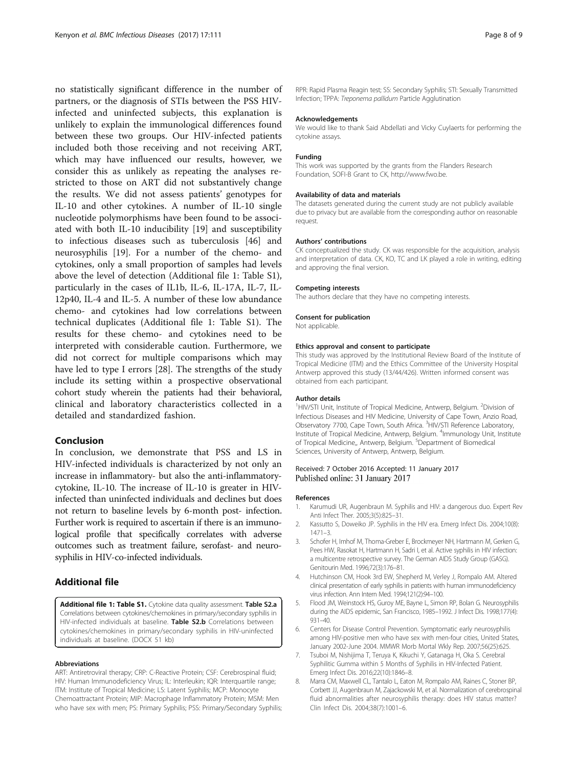no statistically significant difference in the number of partners, or the diagnosis of STIs between the PSS HIV-infected and uninfected subjects, this explanation is unlikely to explain the immunological differences found between these two groups. Our HIV-infected patients included both those receiving and not receiving ART, which may have influenced our results, however, we consider this as unlikely as repeating the analyses restricted to those on ART did not substantively change the results. We did not assess patients' genotypes for IL-10 and other cytokines. A number of IL-10 single nucleotide polymorphisms have been found to be associated with both IL-10 inducibility [19] and susceptibility to infectious diseases such as tuberculosis [46] and neurosyphilis [19]. For a number of the chemo- and cytokines, only a small proportion of samples had levels above the level of detection (Additional file 1: Table S1), particularly in the cases of IL1b, IL-6, IL-17A, IL-7, IL-12p40, IL-4 and IL-5. A number of these low abundance chemo- and cytokines had low correlations between technical duplicates (Additional file 1: Table S1). The results for these chemo- and cytokines need to be interpreted with considerable caution. Furthermore, we did not correct for multiple comparisons which may have led to type I errors [28]. The strengths of the study include its setting within a prospective observational cohort study wherein the patients had their behavioral, clinical and laboratory characteristics collected in a detailed and standardized fashion.

## Conclusion

In conclusion, we demonstrate that PSS and LS in HIV-infected individuals is characterized by not only an increase in inflammatory- but also the anti-inflammatory-cytokine, IL-10. The increase of IL-10 is greater in HIV-infected than uninfected individuals and declines but does not return to baseline levels by 6-month post- infection. Further work is required to ascertain if there is an immunological profile that specifically correlates with adverse outcomes such as treatment failure, serofast- and neurosyphilis in HIV-co-infected individuals.

## Additional file

**Additional file 1: Table S1.** Cytokine data quality assessment. **Table S2.a** Correlations between cytokines/chemokines in primary/secondary syphilis in HIV-infected individuals at baseline. **Table S2.b** Correlations between cytokines/chemokines in primary/secondary syphilis in HIV-uninfected individuals at baseline. (DOCX 51 kb)

#### Abbreviations

ART: Antiretroviral therapy; CRP: C-Reactive Protein; CSF: Cerebrospinal fluid; HIV: Human Immunodeficiency Virus; IL: Interleukin; IQR: Interquartile range; ITM: Institute of Tropical Medicine; LS: Latent Syphilis; MCP: Monocyte Chemoattractant Protein; MIP: Macrophage Inflammatory Protein; MSM: Men who have sex with men; PS: Primary Syphilis; PSS: Primary/Secondary Syphilis; RPR: Rapid Plasma Reagin test; SS: Secondary Syphilis; STI: Sexually Transmitted Infection; TPPA: *Treponema pallidum* Particle Agglutination

#### Acknowledgements

We would like to thank Said Abdellati and Vicky Cuylaerts for performing the cytokine assays.

#### Funding

This work was supported by the grants from the Flanders Research Foundation, SOFI-B Grant to CK, http://www.fwo.be.

#### Availability of data and materials

The datasets generated during the current study are not publicly available due to privacy but are available from the corresponding author on reasonable request.

#### Authors' contributions

CK conceptualized the study. CK was responsible for the acquisition, analysis and interpretation of data. CK, KO, TC and LK played a role in writing, editing and approving the final version.

#### Competing interests

The authors declare that they have no competing interests.

#### Consent for publication

Not applicable.

#### Ethics approval and consent to participate

This study was approved by the Institutional Review Board of the Institute of Tropical Medicine (ITM) and the Ethics Committee of the University Hospital Antwerp approved this study (13/44/426). Written informed consent was obtained from each participant.

#### Author details

[1]HIV/STI Unit, Institute of Tropical Medicine, Antwerp, Belgium. [2]Division of Infectious Diseases and HIV Medicine, University of Cape Town, Anzio Road, Observatory 7700, Cape Town, South Africa. [3]HIV/STI Reference Laboratory, Institute of Tropical Medicine, Antwerp, Belgium. [4]Immunology Unit, Institute of Tropical Medicine,, Antwerp, Belgium. [5]Department of Biomedical Sciences, University of Antwerp, Antwerp, Belgium.

Received: 7 October 2016 Accepted: 11 January 2017
Published online: 31 January 2017

#### References

1. Karumudi UR, Augenbraun M. Syphilis and HIV: a dangerous duo. Expert Rev Anti Infect Ther. 2005;3(5):825–31.
2. Kassutto S, Doweiko JP. Syphilis in the HIV era. Emerg Infect Dis. 2004;10(8): 1471–3.
3. Schofer H, Imhof M, Thoma-Greber E, Brockmeyer NH, Hartmann M, Gerken G, Pees HW, Rasokat H, Hartmann H, Sadri I, et al. Active syphilis in HIV infection: a multicentre retrospective survey. The German AIDS Study Group (GASG). Genitourin Med. 1996;72(3):176–81.
4. Hutchinson CM, Hook 3rd EW, Shepherd M, Verley J, Rompalo AM. Altered clinical presentation of early syphilis in patients with human immunodeficiency virus infection. Ann Intern Med. 1994;121(2):94–100.
5. Flood JM, Weinstock HS, Guroy ME, Bayne L, Simon RP, Bolan G. Neurosyphilis during the AIDS epidemic, San Francisco, 1985–1992. J Infect Dis. 1998;177(4): 931–40.
6. Centers for Disease Control Prevention. Symptomatic early neurosyphilis among HIV-positive men who have sex with men-four cities, United States, January 2002-June 2004. MMWR Morb Mortal Wkly Rep. 2007;56(25):625.
7. Tsuboi M, Nishijima T, Teruya K, Kikuchi Y, Gatanaga H, Oka S. Cerebral Syphilitic Gumma within 5 Months of Syphilis in HIV-Infected Patient. Emerg Infect Dis. 2016;22(10):1846–8.
8. Marra CM, Maxwell CL, Tantalo L, Eaton M, Rompalo AM, Raines C, Stoner BP, Corbett JJ, Augenbraun M, Zajackowski M, et al. Normalization of cerebrospinal fluid abnormalities after neurosyphilis therapy: does HIV status matter? Clin Infect Dis. 2004;38(7):1001–6.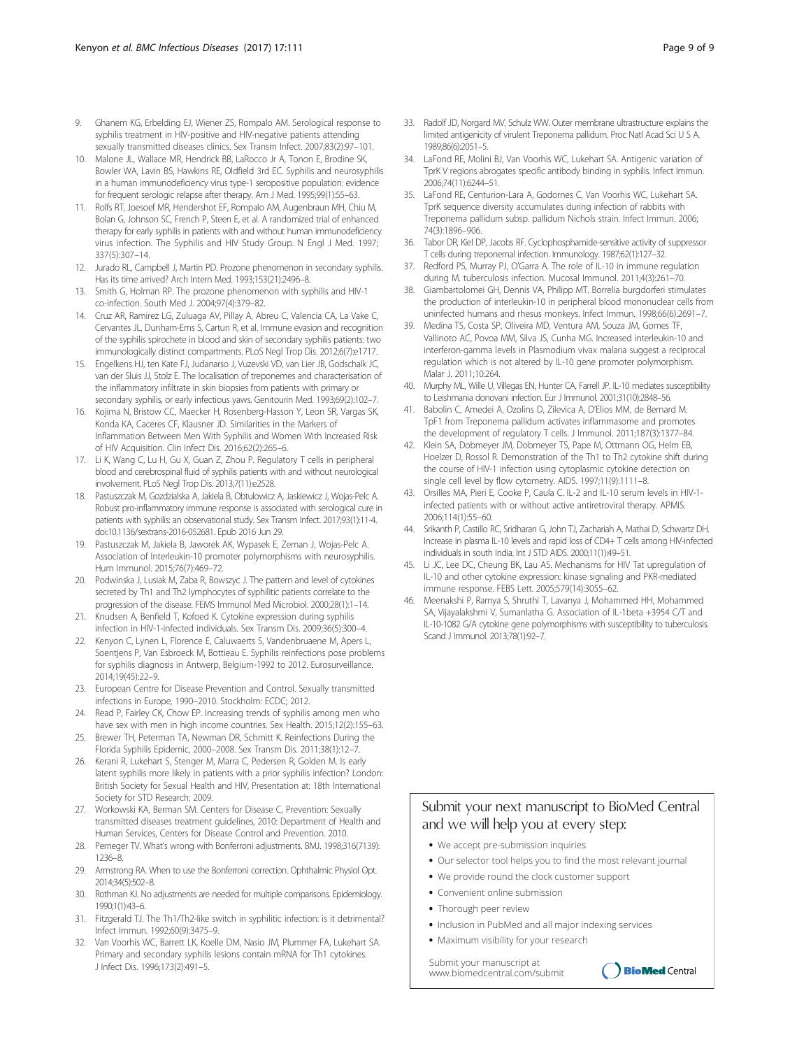9. Ghanem KG, Erbelding EJ, Wiener ZS, Rompalo AM. Serological response to syphilis treatment in HIV-positive and HIV-negative patients attending sexually transmitted diseases clinics. Sex Transm Infect. 2007;83(2):97–101.
10. Malone JL, Wallace MR, Hendrick BB, LaRocco Jr A, Tonon E, Brodine SK, Bowler WA, Lavin BS, Hawkins RE, Oldfield 3rd EC. Syphilis and neurosyphilis in a human immunodeficiency virus type-1 seropositive population: evidence for frequent serologic relapse after therapy. Am J Med. 1995;99(1):55–63.
11. Rolfs RT, Joesoef MR, Hendershot EF, Rompalo AM, Augenbraun MH, Chiu M, Bolan G, Johnson SC, French P, Steen E, et al. A randomized trial of enhanced therapy for early syphilis in patients with and without human immunodeficiency virus infection. The Syphilis and HIV Study Group. N Engl J Med. 1997; 337(5):307–14.
12. Jurado RL, Campbell J, Martin PD. Prozone phenomenon in secondary syphilis. Has its time arrived? Arch Intern Med. 1993;153(21):2496–8.
13. Smith G, Holman RP. The prozone phenomenon with syphilis and HIV-1 co-infection. South Med J. 2004;97(4):379–82.
14. Cruz AR, Ramirez LG, Zuluaga AV, Pillay A, Abreu C, Valencia CA, La Vake C, Cervantes JL, Dunham-Ems S, Cartun R, et al. Immune evasion and recognition of the syphilis spirochete in blood and skin of secondary syphilis patients: two immunologically distinct compartments. PLoS Negl Trop Dis. 2012;6(7):e1717.
15. Engelkens HJ, ten Kate FJ, Judanarso J, Vuzevski VD, van Lier JB, Godschalk JC, van der Sluis JJ, Stolz E. The localisation of treponemes and characterisation of the inflammatory infiltrate in skin biopsies from patients with primary or secondary syphilis, or early infectious yaws. Genitourin Med. 1993;69(2):102–7.
16. Kojima N, Bristow CC, Maecker H, Rosenberg-Hasson Y, Leon SR, Vargas SK, Konda KA, Caceres CF, Klausner JD. Similarities in the Markers of Inflammation Between Men With Syphilis and Women With Increased Risk of HIV Acquisition. Clin Infect Dis. 2016;62(2):265–6.
17. Li K, Wang C, Lu H, Gu X, Guan Z, Zhou P. Regulatory T cells in peripheral blood and cerebrospinal fluid of syphilis patients with and without neurological involvement. PLoS Negl Trop Dis. 2013;7(11):e2528.
18. Pastuszczak M, Gozdzialska A, Jakiela B, Obtulowicz A, Jaskiewicz J, Wojas-Pelc A. Robust pro-inflammatory immune response is associated with serological cure in patients with syphilis: an observational study. Sex Transm Infect. 2017;93(1):11-4. doi:10.1136/sextrans-2016-052681. Epub 2016 Jun 29.
19. Pastuszczak M, Jakiela B, Jaworek AK, Wypasek E, Zeman J, Wojas-Pelc A. Association of Interleukin-10 promoter polymorphisms with neurosyphilis. Hum Immunol. 2015;76(7):469–72.
20. Podwinska J, Lusiak M, Zaba R, Bowszyc J. The pattern and level of cytokines secreted by Th1 and Th2 lymphocytes of syphilitic patients correlate to the progression of the disease. FEMS Immunol Med Microbiol. 2000;28(1):1–14.
21. Knudsen A, Benfield T, Kofoed K. Cytokine expression during syphilis infection in HIV-1-infected individuals. Sex Transm Dis. 2009;36(5):300–4.
22. Kenyon C, Lynen L, Florence E, Caluwaerts S, Vandenbruaene M, Apers L, Soentjens P, Van Esbroeck M, Bottieau E. Syphilis reinfections pose problems for syphilis diagnosis in Antwerp, Belgium-1992 to 2012. Eurosurveillance. 2014;19(45):22–9.
23. European Centre for Disease Prevention and Control. Sexually transmitted infections in Europe, 1990–2010. Stockholm: ECDC; 2012.
24. Read P, Fairley CK, Chow EP. Increasing trends of syphilis among men who have sex with men in high income countries. Sex Health. 2015;12(2):155–63.
25. Brewer TH, Peterman TA, Newman DR, Schmitt K. Reinfections During the Florida Syphilis Epidemic, 2000–2008. Sex Transm Dis. 2011;38(1):12–7.
26. Kerani R, Lukehart S, Stenger M, Marra C, Pedersen R, Golden M. Is early latent syphilis more likely in patients with a prior syphilis infection? London: British Society for Sexual Health and HIV, Presentation at: 18th International Society for STD Research; 2009.
27. Workowski KA, Berman SM. Centers for Disease C, Prevention: Sexually transmitted diseases treatment guidelines, 2010: Department of Health and Human Services, Centers for Disease Control and Prevention. 2010.
28. Perneger TV. What's wrong with Bonferroni adjustments. BMJ. 1998;316(7139): 1236–8.
29. Armstrong RA. When to use the Bonferroni correction. Ophthalmic Physiol Opt. 2014;34(5):502–8.
30. Rothman KJ. No adjustments are needed for multiple comparisons. Epidemiology. 1990;1(1):43–6.
31. Fitzgerald TJ. The Th1/Th2-like switch in syphilitic infection: is it detrimental? Infect Immun. 1992;60(9):3475–9.
32. Van Voorhis WC, Barrett LK, Koelle DM, Nasio JM, Plummer FA, Lukehart SA. Primary and secondary syphilis lesions contain mRNA for Th1 cytokines. J Infect Dis. 1996;173(2):491–5.
33. Radolf JD, Norgard MV, Schulz WW. Outer membrane ultrastructure explains the limited antigenicity of virulent Treponema pallidum. Proc Natl Acad Sci U S A. 1989;86(6):2051–5.
34. LaFond RE, Molini BJ, Van Voorhis WC, Lukehart SA. Antigenic variation of TprK V regions abrogates specific antibody binding in syphilis. Infect Immun. 2006;74(11):6244–51.
35. LaFond RE, Centurion-Lara A, Godornes C, Van Voorhis WC, Lukehart SA. TprK sequence diversity accumulates during infection of rabbits with Treponema pallidum subsp. pallidum Nichols strain. Infect Immun. 2006; 74(3):1896–906.
36. Tabor DR, Kiel DP, Jacobs RF. Cyclophosphamide-sensitive activity of suppressor T cells during treponemal infection. Immunology. 1987;62(1):127–32.
37. Redford PS, Murray PJ, O'Garra A. The role of IL-10 in immune regulation during M. tuberculosis infection. Mucosal Immunol. 2011;4(3):261–70.
38. Giambartolomei GH, Dennis VA, Philipp MT. Borrelia burgdorferi stimulates the production of interleukin-10 in peripheral blood mononuclear cells from uninfected humans and rhesus monkeys. Infect Immun. 1998;66(6):2691–7.
39. Medina TS, Costa SP, Oliveira MD, Ventura AM, Souza JM, Gomes TF, Vallinoto AC, Povoa MM, Silva JS, Cunha MG. Increased interleukin-10 and interferon-gamma levels in Plasmodium vivax malaria suggest a reciprocal regulation which is not altered by IL-10 gene promoter polymorphism. Malar J. 2011;10:264.
40. Murphy ML, Wille U, Villegas EN, Hunter CA, Farrell JP. IL-10 mediates susceptibility to Leishmania donovani infection. Eur J Immunol. 2001;31(10):2848–56.
41. Babolin C, Amedei A, Ozolins D, Zilevica A, D'Elios MM, de Bernard M. TpF1 from Treponema pallidum activates inflammasome and promotes the development of regulatory T cells. J Immunol. 2011;187(3):1377–84.
42. Klein SA, Dobmeyer JM, Dobmeyer TS, Pape M, Ottmann OG, Helm EB, Hoelzer D, Rossol R. Demonstration of the Th1 to Th2 cytokine shift during the course of HIV-1 infection using cytoplasmic cytokine detection on single cell level by flow cytometry. AIDS. 1997;11(9):1111–8.
43. Orsilles MA, Pieri E, Cooke P, Caula C. IL-2 and IL-10 serum levels in HIV-1-infected patients with or without active antiretroviral therapy. APMIS. 2006;114(1):55–60.
44. Srikanth P, Castillo RC, Sridharan G, John TJ, Zachariah A, Mathai D, Schwartz DH. Increase in plasma IL-10 levels and rapid loss of CD4+ T cells among HIV-infected individuals in south India. Int J STD AIDS. 2000;11(1):49–51.
45. Li JC, Lee DC, Cheung BK, Lau AS. Mechanisms for HIV Tat upregulation of IL-10 and other cytokine expression: kinase signaling and PKR-mediated immune response. FEBS Lett. 2005;579(14):3055–62.
46. Meenakshi P, Ramya S, Shruthi T, Lavanya J, Mohammed HH, Mohammed SA, Vijayalakshmi V, Sumanlatha G. Association of IL-1beta +3954 C/T and IL-10-1082 G/A cytokine gene polymorphisms with susceptibility to tuberculosis. Scand J Immunol. 2013;78(1):92–7.

Submit your next manuscript to BioMed Central and we will help you at every step:

- We accept pre-submission inquiries
- Our selector tool helps you to find the most relevant journal
- We provide round the clock customer support
- Convenient online submission
- Thorough peer review
- Inclusion in PubMed and all major indexing services
- Maximum visibility for your research

Submit your manuscript at www.biomedcentral.com/submit

BioMed Central